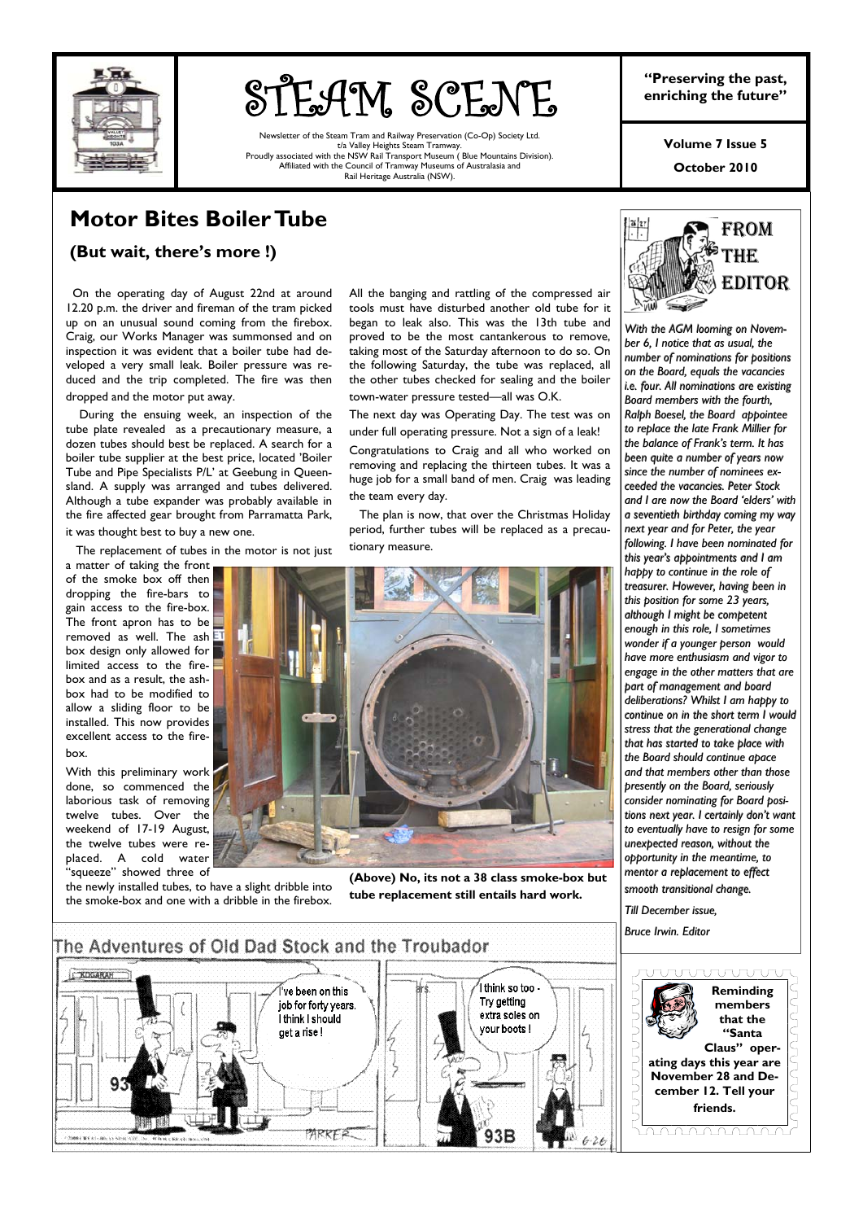# STEAM SCENE

Newsletter of the Steam Tram and Railway Preservation (Co-Op) Society Ltd.
t/a Valley Heights Steam Tramway.
Proudly associated with the NSW Rail Transport Museum ( Blue Mountains Division).
Affiliated with the Council of Tramway Museums of Australasia and
Rail Heritage Australia (NSW).

**"Preserving the past, enriching the future"**

**Volume 7 Issue 5**

**October 2010**

## Motor Bites Boiler Tube

### (But wait, there's more !)

On the operating day of August 22nd at around 12.20 p.m. the driver and fireman of the tram picked up on an unusual sound coming from the firebox. Craig, our Works Manager was summonsed and on inspection it was evident that a boiler tube had developed a very small leak. Boiler pressure was reduced and the trip completed. The fire was then dropped and the motor put away.

During the ensuing week, an inspection of the tube plate revealed as a precautionary measure, a dozen tubes should best be replaced. A search for a boiler tube supplier at the best price, located 'Boiler Tube and Pipe Specialists P/L' at Geebung in Queensland. A supply was arranged and tubes delivered. Although a tube expander was probably available in the fire affected gear brought from Parramatta Park, it was thought best to buy a new one.

The replacement of tubes in the motor is not just a matter of taking the front of the smoke box off then dropping the fire-bars to gain access to the fire-box. The front apron has to be removed as well. The ash box design only allowed for limited access to the firebox and as a result, the ashbox had to be modified to allow a sliding floor to be installed. This now provides excellent access to the firebox.

With this preliminary work done, so commenced the laborious task of removing twelve tubes. Over the weekend of 17-19 August, the twelve tubes were replaced. A cold water "squeeze" showed three of the newly installed tubes, to have a slight dribble into the smoke-box and one with a dribble in the firebox.

All the banging and rattling of the compressed air tools must have disturbed another old tube for it began to leak also. This was the 13th tube and proved to be the most cantankerous to remove, taking most of the Saturday afternoon to do so. On the following Saturday, the tube was replaced, all the other tubes checked for sealing and the boiler town-water pressure tested—all was O.K.

The next day was Operating Day. The test was on under full operating pressure. Not a sign of a leak!

Congratulations to Craig and all who worked on removing and replacing the thirteen tubes. It was a huge job for a small band of men. Craig was leading the team every day.

The plan is now, that over the Christmas Holiday period, further tubes will be replaced as a precautionary measure.

**(Above) No, its not a 38 class smoke-box but tube replacement still entails hard work.**

## From the Editor

*With the AGM looming on November 6, I notice that as usual, the number of nominations for positions on the Board, equals the vacancies i.e. four. All nominations are existing Board members with the fourth, Ralph Boesel, the Board appointee to replace the late Frank Millier for the balance of Frank's term. It has been quite a number of years now since the number of nominees exceeded the vacancies. Peter Stock and I are now the Board 'elders' with a seventieth birthday coming my way next year and for Peter, the year following. I have been nominated for this year's appointments and I am happy to continue in the role of treasurer. However, having been in this position for some 23 years, although I might be competent enough in this role, I sometimes wonder if a younger person would have more enthusiasm and vigor to engage in the other matters that are part of management and board deliberations? Whilst I am happy to continue on in the short term I would stress that the generational change that has started to take place with the Board should continue apace and that members other than those presently on the Board, seriously consider nominating for Board positions next year. I certainly don't want to eventually have to resign for some unexpected reason, without the opportunity in the meantime, to mentor a replacement to effect smooth transitional change.*

*Till December issue,*

*Bruce Irwin. Editor*

**Reminding members that the "Santa Claus" operating days this year are November 28 and December 12. Tell your friends.**

The Adventures of Old Dad Stock and the Troubador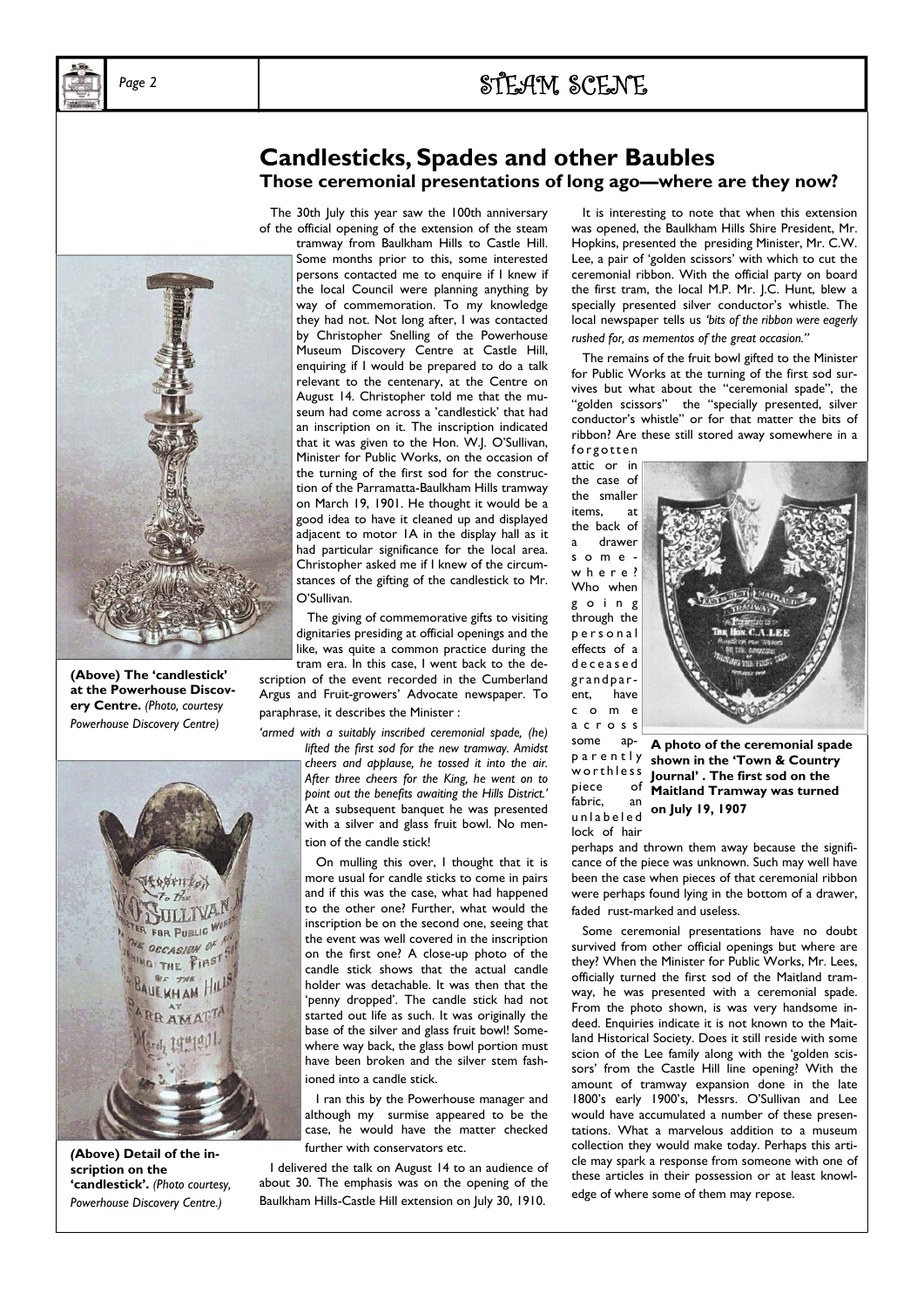## Candlesticks, Spades and other Baubles

### Those ceremonial presentations of long ago—where are they now?

The 30th July this year saw the 100th anniversary of the official opening of the extension of the steam tramway from Baulkham Hills to Castle Hill. Some months prior to this, some interested persons contacted me to enquire if I knew if the local Council were planning anything by way of commemoration. To my knowledge they had not. Not long after, I was contacted by Christopher Snelling of the Powerhouse Museum Discovery Centre at Castle Hill, enquiring if I would be prepared to do a talk relevant to the centenary, at the Centre on August 14. Christopher told me that the museum had come across a 'candlestick' that had an inscription on it. The inscription indicated that it was given to the Hon. W.J. O'Sullivan, Minister for Public Works, on the occasion of the turning of the first sod for the construction of the Parramatta-Baulkham Hills tramway on March 19, 1901. He thought it would be a good idea to have it cleaned up and displayed adjacent to motor 1A in the display hall as it had particular significance for the local area. Christopher asked me if I knew of the circumstances of the gifting of the candlestick to Mr. O'Sullivan.

The giving of commemorative gifts to visiting dignitaries presiding at official openings and the like, was quite a common practice during the tram era. In this case, I went back to the description of the event recorded in the Cumberland Argus and Fruit-growers' Advocate newspaper. To paraphrase, it describes the Minister :

*'armed with a suitably inscribed ceremonial spade, (he) lifted the first sod for the new tramway. Amidst cheers and applause, he tossed it into the air. After three cheers for the King, he went on to point out the benefits awaiting the Hills District.'* At a subsequent banquet he was presented with a silver and glass fruit bowl. No mention of the candle stick!

On mulling this over, I thought that it is more usual for candle sticks to come in pairs and if this was the case, what had happened to the other one? Further, what would the inscription be on the second one, seeing that the event was well covered in the inscription on the first one? A close-up photo of the candle stick shows that the actual candle holder was detachable. It was then that the 'penny dropped'. The candle stick had not started out life as such. It was originally the base of the silver and glass fruit bowl! Somewhere way back, the glass bowl portion must have been broken and the silver stem fashioned into a candle stick.

I ran this by the Powerhouse manager and although my surmise appeared to be the case, he would have the matter checked further with conservators etc.

I delivered the talk on August 14 to an audience of about 30. The emphasis was on the opening of the Baulkham Hills-Castle Hill extension on July 30, 1910.

**(Above) The 'candlestick' at the Powerhouse Discovery Centre.** *(Photo, courtesy Powerhouse Discovery Centre)*

**(Above) Detail of the inscription on the 'candlestick'.** *(Photo courtesy, Powerhouse Discovery Centre.)*

It is interesting to note that when this extension was opened, the Baulkham Hills Shire President, Mr. Hopkins, presented the presiding Minister, Mr. C.W. Lee, a pair of 'golden scissors' with which to cut the ceremonial ribbon. With the official party on board the first tram, the local M.P. Mr. J.C. Hunt, blew a specially presented silver conductor's whistle. The local newspaper tells us *'bits of the ribbon were eagerly rushed for, as mementos of the great occasion."*

The remains of the fruit bowl gifted to the Minister for Public Works at the turning of the first sod survives but what about the "ceremonial spade", the "golden scissors" the "specially presented, silver conductor's whistle" or for that matter the bits of ribbon? Are these still stored away somewhere in a forgotten attic or in the case of the smaller items, at the back of a drawer somewhere? Who when going through the personal effects of a deceased grandparent, have come across some apparently worthless piece of fabric, an unlabeled lock of hair perhaps and thrown them away because the significance of the piece was unknown. Such may well have been the case when pieces of that ceremonial ribbon were perhaps found lying in the bottom of a drawer, faded rust-marked and useless.

**A photo of the ceremonial spade shown in the 'Town & Country Journal' . The first sod on the Maitland Tramway was turned on July 19, 1907**

Some ceremonial presentations have no doubt survived from other official openings but where are they? When the Minister for Public Works, Mr. Lees, officially turned the first sod of the Maitland tramway, he was presented with a ceremonial spade. From the photo shown, is was very handsome indeed. Enquiries indicate it is not known to the Maitland Historical Society. Does it still reside with some scion of the Lee family along with the 'golden scissors' from the Castle Hill line opening? With the amount of tramway expansion done in the late 1800's early 1900's, Messrs. O'Sullivan and Lee would have accumulated a number of these presentations. What a marvelous addition to a museum collection they would make today. Perhaps this article may spark a response from someone with one of these articles in their possession or at least knowledge of where some of them may repose.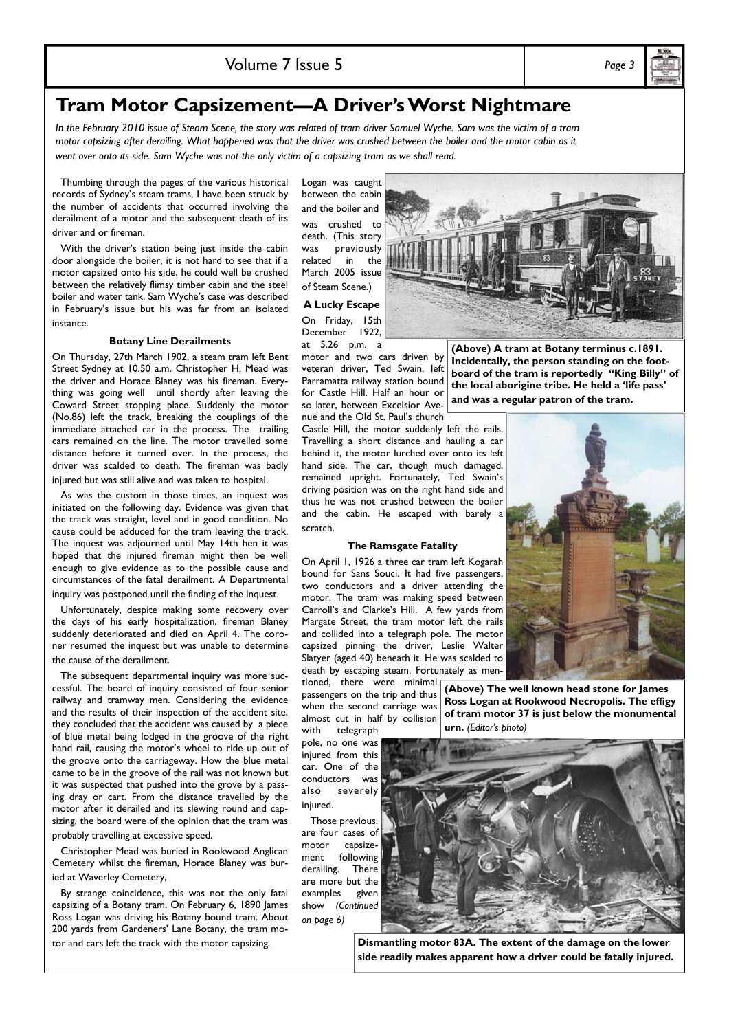# Tram Motor Capsizement—A Driver's Worst Nightmare

*In the February 2010 issue of Steam Scene, the story was related of tram driver Samuel Wyche. Sam was the victim of a tram motor capsizing after derailing. What happened was that the driver was crushed between the boiler and the motor cabin as it went over onto its side. Sam Wyche was not the only victim of a capsizing tram as we shall read.*

Thumbing through the pages of the various historical records of Sydney's steam trams, I have been struck by the number of accidents that occurred involving the derailment of a motor and the subsequent death of its driver and or fireman.

With the driver's station being just inside the cabin door alongside the boiler, it is not hard to see that if a motor capsized onto his side, he could well be crushed between the relatively flimsy timber cabin and the steel boiler and water tank. Sam Wyche's case was described in February's issue but his was far from an isolated instance.

#### Botany Line Derailments

On Thursday, 27th March 1902, a steam tram left Bent Street Sydney at 10.50 a.m. Christopher H. Mead was the driver and Horace Blaney was his fireman. Everything was going well until shortly after leaving the Coward Street stopping place. Suddenly the motor (No.86) left the track, breaking the couplings of the immediate attached car in the process. The trailing cars remained on the line. The motor travelled some distance before it turned over. In the process, the driver was scalded to death. The fireman was badly injured but was still alive and was taken to hospital.

As was the custom in those times, an inquest was initiated on the following day. Evidence was given that the track was straight, level and in good condition. No cause could be adduced for the tram leaving the track. The inquest was adjourned until May 14th hen it was hoped that the injured fireman might then be well enough to give evidence as to the possible cause and circumstances of the fatal derailment. A Departmental inquiry was postponed until the finding of the inquest.

Unfortunately, despite making some recovery over the days of his early hospitalization, fireman Blaney suddenly deteriorated and died on April 4. The coroner resumed the inquest but was unable to determine the cause of the derailment.

The subsequent departmental inquiry was more successful. The board of inquiry consisted of four senior railway and tramway men. Considering the evidence and the results of their inspection of the accident site, they concluded that the accident was caused by a piece of blue metal being lodged in the groove of the right hand rail, causing the motor's wheel to ride up out of the groove onto the carriageway. How the blue metal came to be in the groove of the rail was not known but it was suspected that pushed into the grove by a passing dray or cart. From the distance travelled by the motor after it derailed and its slewing round and capsizing, the board were of the opinion that the tram was probably travelling at excessive speed.

Christopher Mead was buried in Rookwood Anglican Cemetery whilst the fireman, Horace Blaney was buried at Waverley Cemetery,

By strange coincidence, this was not the only fatal capsizing of a Botany tram. On February 6, 1890 James Ross Logan was driving his Botany bound tram. About 200 yards from Gardeners' Lane Botany, the tram motor and cars left the track with the motor capsizing. Logan was caught between the cabin and the boiler and was crushed to death. (This story was previously related in the March 2005 issue of Steam Scene.)

**(Above) A tram at Botany terminus c.1891. Incidentally, the person standing on the footboard of the tram is reportedly "King Billy" of the local aborigine tribe. He held a 'life pass' and was a regular patron of the tram.**

#### A Lucky Escape

On Friday, 15th December 1922, at 5.26 p.m. a motor and two cars driven by veteran driver, Ted Swain, left Parramatta railway station bound for Castle Hill. Half an hour or so later, between Excelsior Avenue and the Old St. Paul's church Castle Hill, the motor suddenly left the rails. Travelling a short distance and hauling a car behind it, the motor lurched over onto its left hand side. The car, though much damaged, remained upright. Fortunately, Ted Swain's driving position was on the right hand side and thus he was not crushed between the boiler and the cabin. He escaped with barely a scratch.

#### The Ramsgate Fatality

On April 1, 1926 a three car tram left Kogarah bound for Sans Souci. It had five passengers, two conductors and a driver attending the motor. The tram was making speed between Carroll's and Clarke's Hill. A few yards from Margate Street, the tram motor left the rails and collided into a telegraph pole. The motor capsized pinning the driver, Leslie Walter Slatyer (aged 40) beneath it. He was scalded to death by escaping steam. Fortunately as mentioned, there were minimal passengers on the trip and thus when the second carriage was almost cut in half by collision with telegraph pole, no one was injured from this car. One of the conductors was also severely injured.

**(Above) The well known head stone for James Ross Logan at Rookwood Necropolis. The effigy of tram motor 37 is just below the monumental urn.** *(Editor's photo)*

Those previous, are four cases of motor capsizement following derailing. There are more but the examples given show *(Continued on page 6)*

**Dismantling motor 83A. The extent of the damage on the lower side readily makes apparent how a driver could be fatally injured.**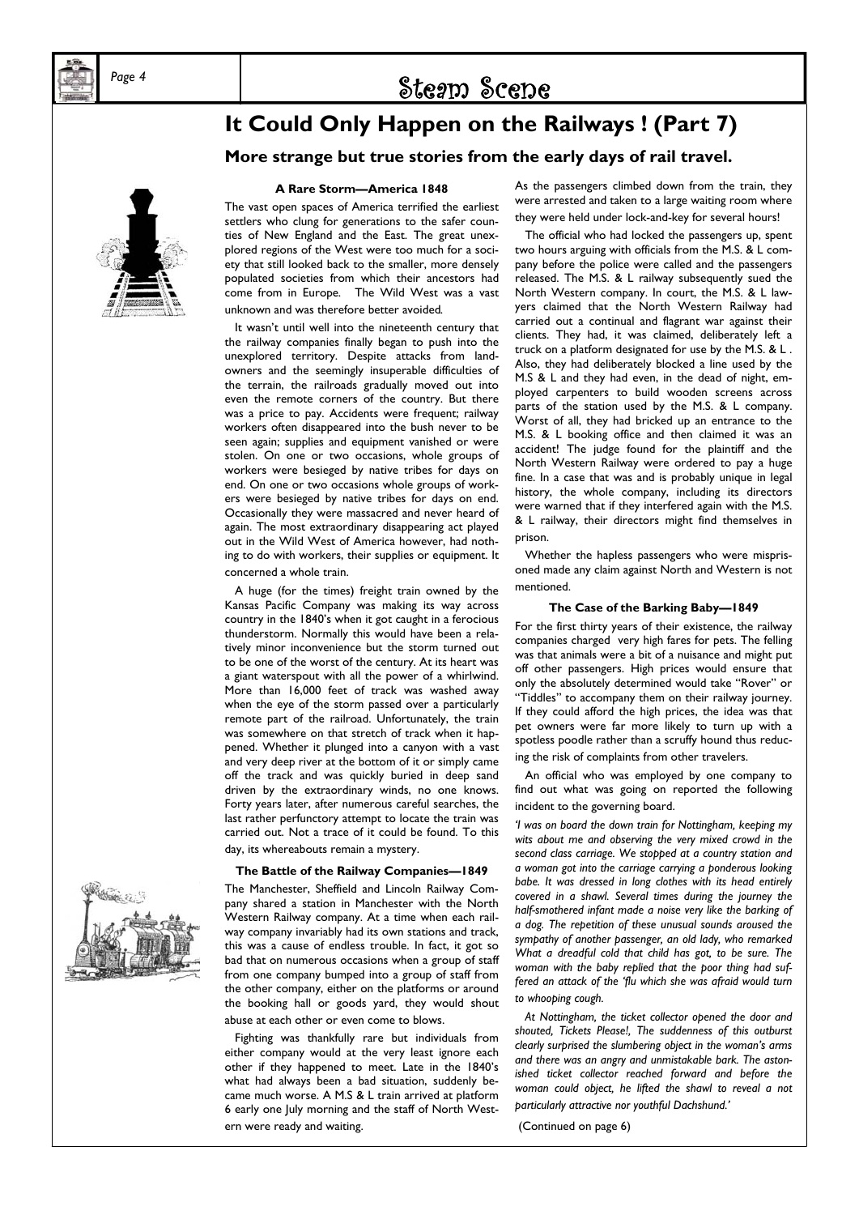# It Could Only Happen on the Railways ! (Part 7)

## More strange but true stories from the early days of rail travel.

### A Rare Storm—America 1848

The vast open spaces of America terrified the earliest settlers who clung for generations to the safer counties of New England and the East. The great unexplored regions of the West were too much for a society that still looked back to the smaller, more densely populated societies from which their ancestors had come from in Europe. The Wild West was a vast unknown and was therefore better avoided.

It wasn't until well into the nineteenth century that the railway companies finally began to push into the unexplored territory. Despite attacks from landowners and the seemingly insuperable difficulties of the terrain, the railroads gradually moved out into even the remote corners of the country. But there was a price to pay. Accidents were frequent; railway workers often disappeared into the bush never to be seen again; supplies and equipment vanished or were stolen. On one or two occasions, whole groups of workers were besieged by native tribes for days on end. On one or two occasions whole groups of workers were besieged by native tribes for days on end. Occasionally they were massacred and never heard of again. The most extraordinary disappearing act played out in the Wild West of America however, had nothing to do with workers, their supplies or equipment. It concerned a whole train.

A huge (for the times) freight train owned by the Kansas Pacific Company was making its way across country in the 1840's when it got caught in a ferocious thunderstorm. Normally this would have been a relatively minor inconvenience but the storm turned out to be one of the worst of the century. At its heart was a giant waterspout with all the power of a whirlwind. More than 16,000 feet of track was washed away when the eye of the storm passed over a particularly remote part of the railroad. Unfortunately, the train was somewhere on that stretch of track when it happened. Whether it plunged into a canyon with a vast and very deep river at the bottom of it or simply came off the track and was quickly buried in deep sand driven by the extraordinary winds, no one knows. Forty years later, after numerous careful searches, the last rather perfunctory attempt to locate the train was carried out. Not a trace of it could be found. To this day, its whereabouts remain a mystery.

### The Battle of the Railway Companies—1849

The Manchester, Sheffield and Lincoln Railway Company shared a station in Manchester with the North Western Railway company. At a time when each railway company invariably had its own stations and track, this was a cause of endless trouble. In fact, it got so bad that on numerous occasions when a group of staff from one company bumped into a group of staff from the other company, either on the platforms or around the booking hall or goods yard, they would shout abuse at each other or even come to blows.

Fighting was thankfully rare but individuals from either company would at the very least ignore each other if they happened to meet. Late in the 1840's what had always been a bad situation, suddenly became much worse. A M.S & L train arrived at platform 6 early one July morning and the staff of North Western were ready and waiting.

As the passengers climbed down from the train, they were arrested and taken to a large waiting room where they were held under lock-and-key for several hours!

The official who had locked the passengers up, spent two hours arguing with officials from the M.S. & L company before the police were called and the passengers released. The M.S. & L railway subsequently sued the North Western company. In court, the M.S. & L lawyers claimed that the North Western Railway had carried out a continual and flagrant war against their clients. They had, it was claimed, deliberately left a truck on a platform designated for use by the M.S. & L . Also, they had deliberately blocked a line used by the M.S & L and they had even, in the dead of night, employed carpenters to build wooden screens across parts of the station used by the M.S. & L company. Worst of all, they had bricked up an entrance to the M.S. & L booking office and then claimed it was an accident! The judge found for the plaintiff and the North Western Railway were ordered to pay a huge fine. In a case that was and is probably unique in legal history, the whole company, including its directors were warned that if they interfered again with the M.S. & L railway, their directors might find themselves in prison.

Whether the hapless passengers who were misprisoned made any claim against North and Western is not mentioned.

### The Case of the Barking Baby—1849

For the first thirty years of their existence, the railway companies charged very high fares for pets. The felling was that animals were a bit of a nuisance and might put off other passengers. High prices would ensure that only the absolutely determined would take "Rover" or "Tiddles" to accompany them on their railway journey. If they could afford the high prices, the idea was that pet owners were far more likely to turn up with a spotless poodle rather than a scruffy hound thus reducing the risk of complaints from other travelers.

An official who was employed by one company to find out what was going on reported the following incident to the governing board.

*'I was on board the down train for Nottingham, keeping my wits about me and observing the very mixed crowd in the second class carriage. We stopped at a country station and a woman got into the carriage carrying a ponderous looking babe. It was dressed in long clothes with its head entirely covered in a shawl. Several times during the journey the half-smothered infant made a noise very like the barking of a dog. The repetition of these unusual sounds aroused the sympathy of another passenger, an old lady, who remarked What a dreadful cold that child has got, to be sure. The woman with the baby replied that the poor thing had suffered an attack of the 'flu which she was afraid would turn to whooping cough.*

*At Nottingham, the ticket collector opened the door and shouted, Tickets Please!, The suddenness of this outburst clearly surprised the slumbering object in the woman's arms and there was an angry and unmistakable bark. The astonished ticket collector reached forward and before the woman could object, he lifted the shawl to reveal a not particularly attractive nor youthful Dachshund.'*

(Continued on page 6)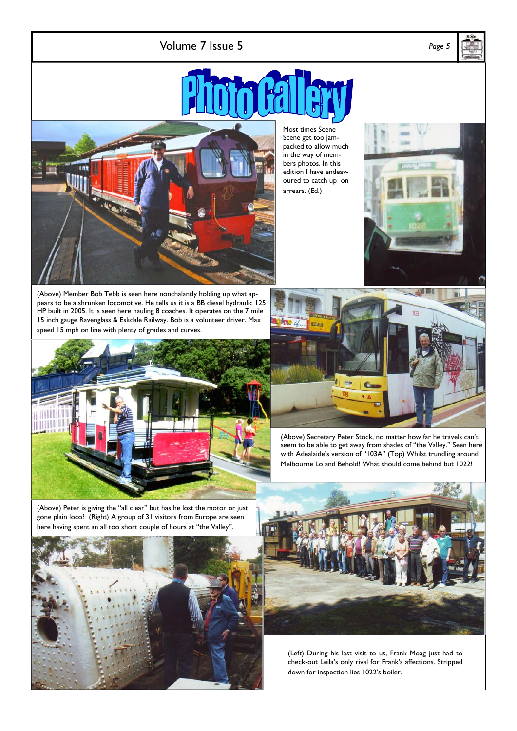# Photo Gallery

Most times Scene Scene get too jam-packed to allow much in the way of members photos. In this edition I have endeavoured to catch up on arrears. (Ed.)

(Above) Member Bob Tebb is seen here nonchalantly holding up what appears to be a shrunken locomotive. He tells us it is a BB diesel hydraulic 125 HP built in 2005. It is seen here hauling 8 coaches. It operates on the 7 mile 15 inch gauge Ravenglass & Eskdale Railway. Bob is a volunteer driver. Max speed 15 mph on line with plenty of grades and curves.

(Above) Secretary Peter Stock, no matter how far he travels can't seem to be able to get away from shades of "the Valley." Seen here with Adealaide's version of "103A" (Top) Whilst trundling around Melbourne Lo and Behold! What should come behind but 1022!

(Above) Peter is giving the "all clear" but has he lost the motor or just gone plain loco? (Right) A group of 31 visitors from Europe are seen here having spent an all too short couple of hours at "the Valley".

(Left) During his last visit to us, Frank Moag just had to check-out Leila's only rival for Frank's affections. Stripped down for inspection lies 1022's boiler.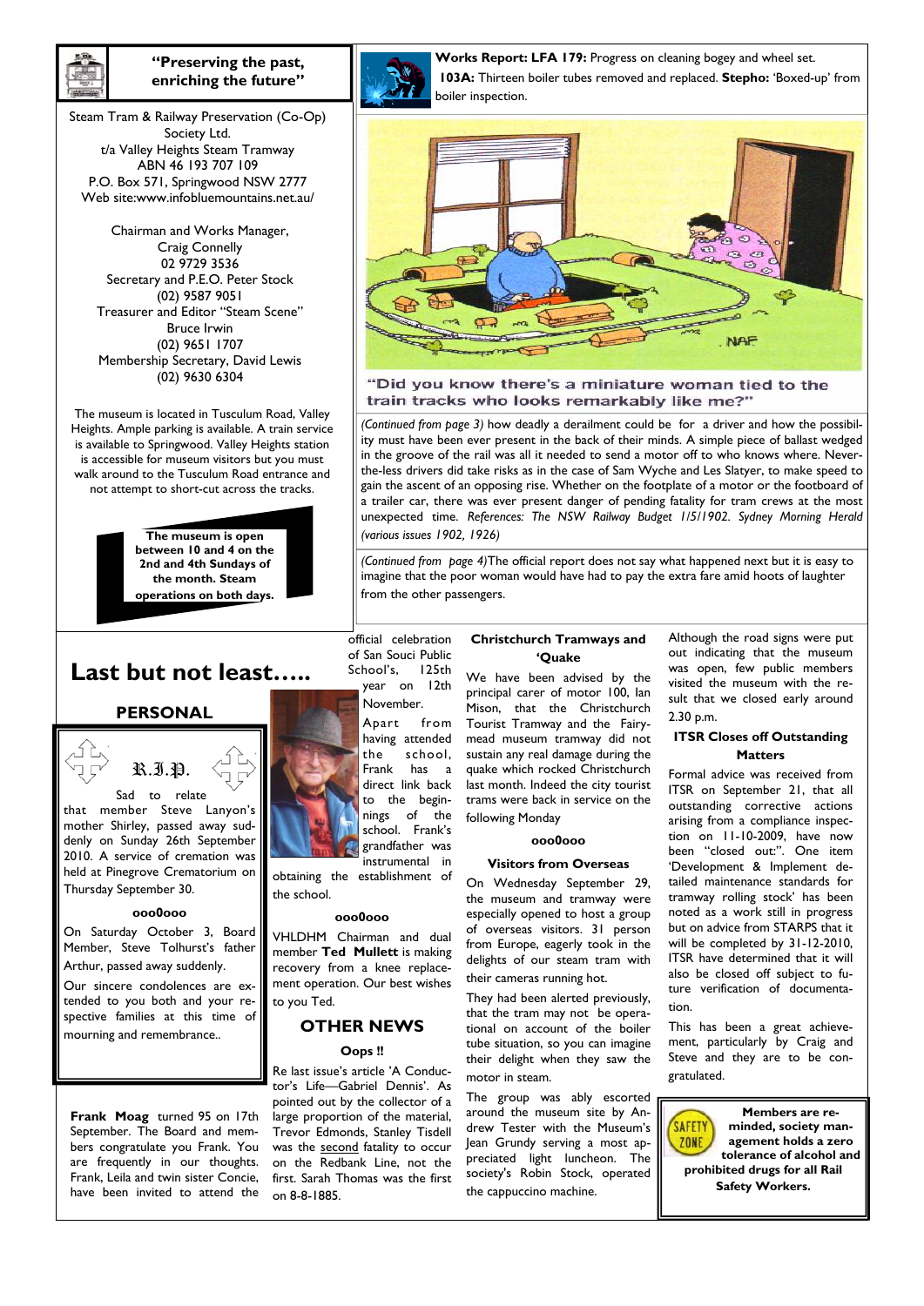**"Preserving the past, enriching the future"**

Steam Tram & Railway Preservation (Co-Op) Society Ltd.
t/a Valley Heights Steam Tramway
ABN 46 193 707 109
P.O. Box 571, Springwood NSW 2777
Web site:www.infobluemountains.net.au/

Chairman and Works Manager, Craig Connelly
02 9729 3536
Secretary and P.E.O. Peter Stock
(02) 9587 9051
Treasurer and Editor "Steam Scene" Bruce Irwin
(02) 9651 1707
Membership Secretary, David Lewis
(02) 9630 6304

The museum is located in Tusculum Road, Valley Heights. Ample parking is available. A train service is available to Springwood. Valley Heights station is accessible for museum visitors but you must walk around to the Tusculum Road entrance and not attempt to short-cut across the tracks.

**The museum is open between 10 and 4 on the 2nd and 4th Sundays of the month. Steam operations on both days.**

**Works Report: LFA 179:** Progress on cleaning bogey and wheel set. **103A:** Thirteen boiler tubes removed and replaced. **Stepho:** 'Boxed-up' from boiler inspection.

"Did you know there's a miniature woman tied to the train tracks who looks remarkably like me?"

*(Continued from page 3)* how deadly a derailment could be for a driver and how the possibility must have been ever present in the back of their minds. A simple piece of ballast wedged in the groove of the rail was all it needed to send a motor off to who knows where. Never-the-less drivers did take risks as in the case of Sam Wyche and Les Slatyer, to make speed to gain the ascent of an opposing rise. Whether on the footplate of a motor or the footboard of a trailer car, there was ever present danger of pending fatality for tram crews at the most unexpected time. *References: The NSW Railway Budget 1/5/1902. Sydney Morning Herald (various issues 1902, 1926)*

*(Continued from page 4)*The official report does not say what happened next but it is easy to imagine that the poor woman would have had to pay the extra fare amid hoots of laughter from the other passengers.

# Last but not least…..

## PERSONAL

**R.I.P.**

Sad to relate that member Steve Lanyon's mother Shirley, passed away suddenly on Sunday 26th September 2010. A service of creation was held at Pinegrove Crematorium on Thursday September 30.

ooo0ooo

On Saturday October 3, Board Member, Steve Tolhurst's father Arthur, passed away suddenly.

Our sincere condolences are extended to you both and your respective families at this time of mourning and remembrance..

**Frank Moag** turned 95 on 17th September. The Board and members congratulate you Frank. You are frequently in our thoughts. Frank, Leila and twin sister Concie, have been invited to attend the official celebration of San Souci Public School's, 125th year on 12th November.

Apart from having attended the school, Frank has a direct link back to the beginnings of the school. Frank's grandfather was instrumental in obtaining the establishment of the school.

ooo0ooo

VHLDHM Chairman and dual member **Ted Mullett** is making recovery from a knee replacement operation. Our best wishes to you Ted.

## OTHER NEWS

### Oops !!

Re last issue's article 'A Conductor's Life—Gabriel Dennis'. As pointed out by the collector of a large proportion of the material, Trevor Edmonds, Stanley Tisdell was the second fatality to occur on the Redbank Line, not the first. Sarah Thomas was the first on 8-8-1885.

### Christchurch Tramways and 'Quake

We have been advised by the principal carer of motor 100, Ian Mison, that the Christchurch Tourist Tramway and the Fairymead museum tramway did not sustain any real damage during the quake which rocked Christchurch last month. Indeed the city tourist trams were back in service on the following Monday

ooo0ooo

### Visitors from Overseas

On Wednesday September 29, the museum and tramway were especially opened to host a group of overseas visitors. 31 person from Europe, eagerly took in the delights of our steam tram with their cameras running hot.

They had been alerted previously, that the tram may not be operational on account of the boiler tube situation, so you can imagine their delight when they saw the motor in steam.

The group was ably escorted around the museum site by Andrew Tester with the Museum's Jean Grundy serving a most appreciated light luncheon. The society's Robin Stock, operated the cappuccino machine.

Although the road signs were put out indicating that the museum was open, few public members visited the museum with the result that we closed early around 2.30 p.m.

### ITSR Closes off Outstanding Matters

Formal advice was received from ITSR on September 21, that all outstanding corrective actions arising from a compliance inspection on 11-10-2009, have now been "closed out:". One item 'Development & Implement detailed maintenance standards for tramway rolling stock' has been noted as a work still in progress but on advice from STARPS that it will be completed by 31-12-2010, ITSR have determined that it will also be closed off subject to future verification of documentation.

This has been a great achievement, particularly by Craig and Steve and they are to be congratulated.

**Members are reminded, society management holds a zero tolerance of alcohol and prohibited drugs for all Rail Safety Workers.**